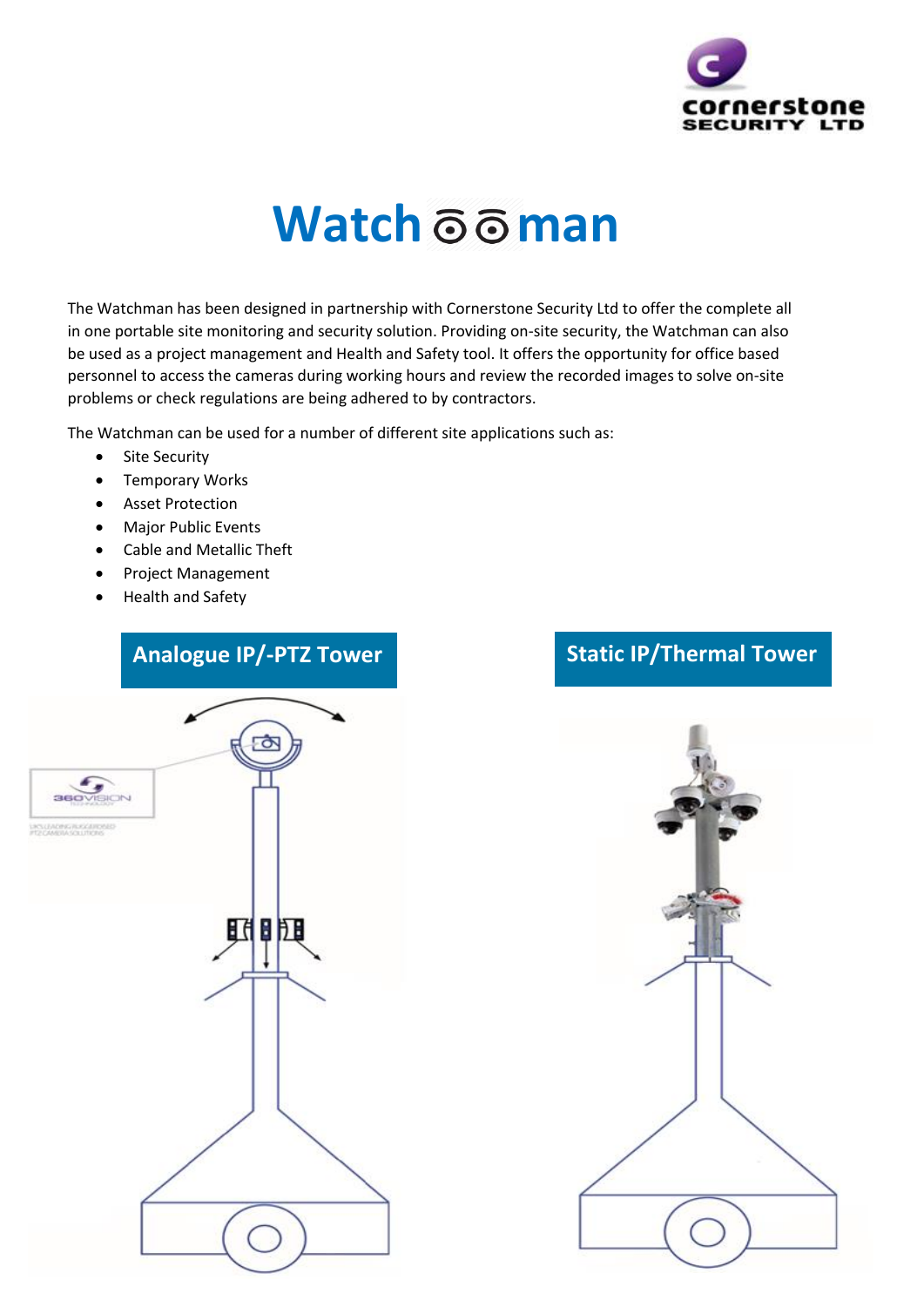# Watchman

The Watchman has been designed in partnership with Cornerstone Security Ltd to offer the complete all in one portable site monitoring and security solution. Providing on-site security, the Watchman can also be used as a project management and Health and Safety tool. It offers the opportunity for office based personnel to access the cameras during working hours and review the recorded images to solve on-site problems or check regulations are being adhered to by contractors.

The Watchman can be used for a number of different site applications such as:

- Site Security
- Temporary Works
- Asset Protection
- Major Public Events
- Cable and Metallic Theft
- Project Management
- Health and Safety

## Analogue IP/-PTZ Tower

## Static IP/Thermal Tower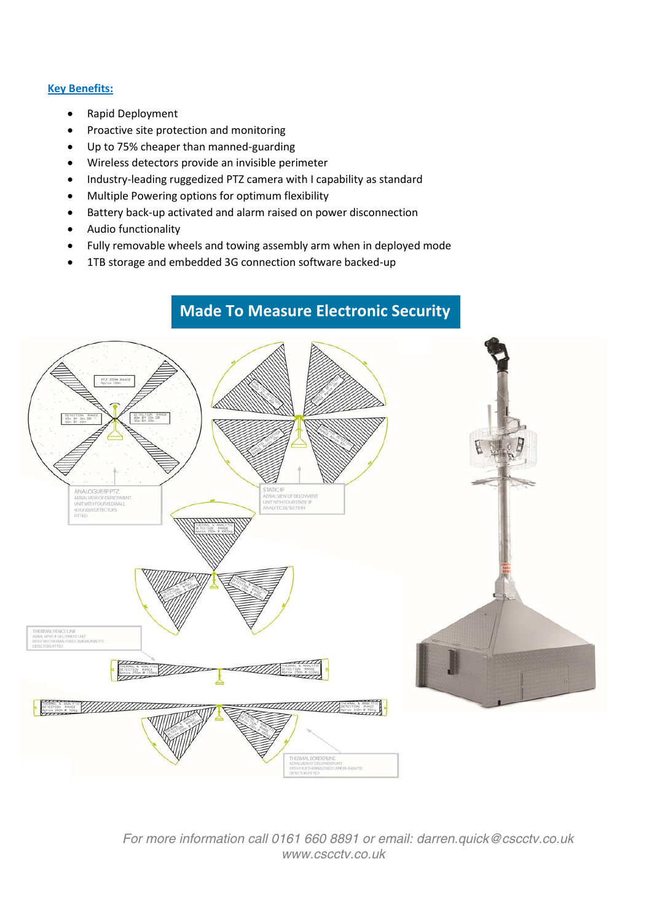**Key Benefits:**

- Rapid Deployment
- Proactive site protection and monitoring
- Up to 75% cheaper than manned-guarding
- Wireless detectors provide an invisible perimeter
- Industry-leading ruggedized PTZ camera with I capability as standard
- Multiple Powering options for optimum flexibility
- Battery back-up activated and alarm raised on power disconnection
- Audio functionality
- Fully removable wheels and towing assembly arm when in deployed mode
- 1TB storage and embedded 3G connection software backed-up

## Made To Measure Electronic Security

*For more information call 0161 660 8891 or email: darren.quick@cscctv.co.uk*
*www.cscctv.co.uk*